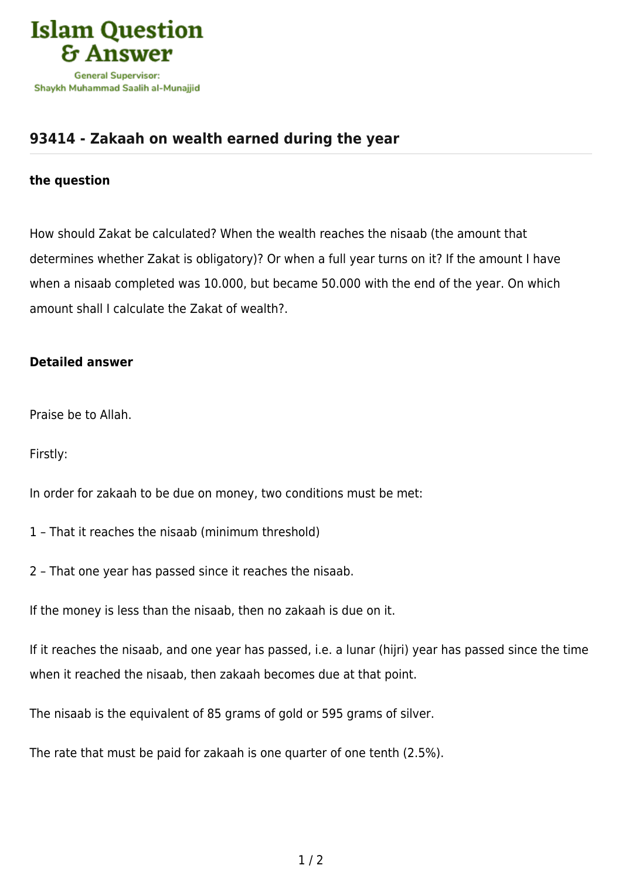Islam Question & Answer

General Supervisor: Shaykh Muhammad Saalih al-Munajjid

# 93414 - Zakaah on wealth earned during the year

**the question**

How should Zakat be calculated? When the wealth reaches the nisaab (the amount that determines whether Zakat is obligatory)? Or when a full year turns on it? If the amount I have when a nisaab completed was 10.000, but became 50.000 with the end of the year. On which amount shall I calculate the Zakat of wealth?.

**Detailed answer**

Praise be to Allah.

Firstly:

In order for zakaah to be due on money, two conditions must be met:

1 – That it reaches the nisaab (minimum threshold)

2 – That one year has passed since it reaches the nisaab.

If the money is less than the nisaab, then no zakaah is due on it.

If it reaches the nisaab, and one year has passed, i.e. a lunar (hijri) year has passed since the time when it reached the nisaab, then zakaah becomes due at that point.

The nisaab is the equivalent of 85 grams of gold or 595 grams of silver.

The rate that must be paid for zakaah is one quarter of one tenth (2.5%).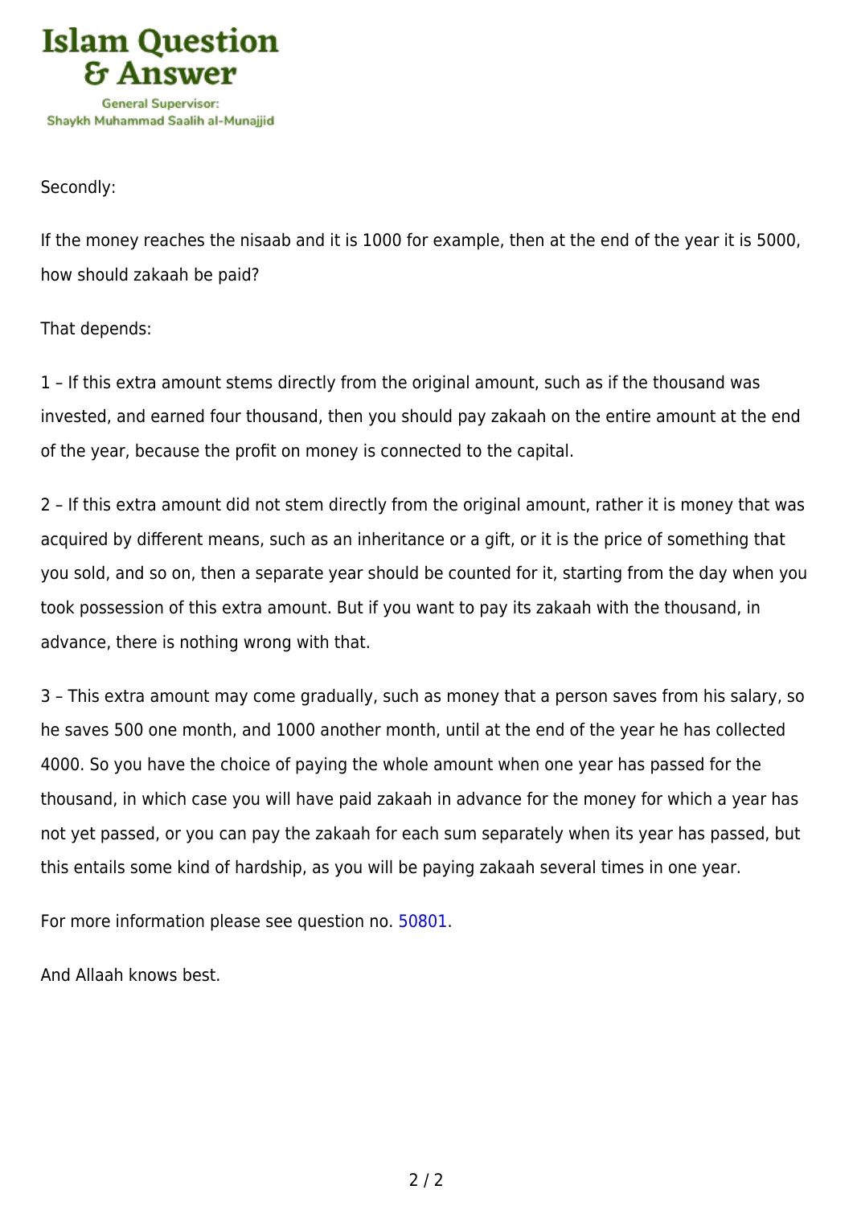Secondly:

If the money reaches the nisaab and it is 1000 for example, then at the end of the year it is 5000, how should zakaah be paid?

That depends:

1 – If this extra amount stems directly from the original amount, such as if the thousand was invested, and earned four thousand, then you should pay zakaah on the entire amount at the end of the year, because the profit on money is connected to the capital.

2 – If this extra amount did not stem directly from the original amount, rather it is money that was acquired by different means, such as an inheritance or a gift, or it is the price of something that you sold, and so on, then a separate year should be counted for it, starting from the day when you took possession of this extra amount. But if you want to pay its zakaah with the thousand, in advance, there is nothing wrong with that.

3 – This extra amount may come gradually, such as money that a person saves from his salary, so he saves 500 one month, and 1000 another month, until at the end of the year he has collected 4000. So you have the choice of paying the whole amount when one year has passed for the thousand, in which case you will have paid zakaah in advance for the money for which a year has not yet passed, or you can pay the zakaah for each sum separately when its year has passed, but this entails some kind of hardship, as you will be paying zakaah several times in one year.

For more information please see question no. 50801.

And Allaah knows best.